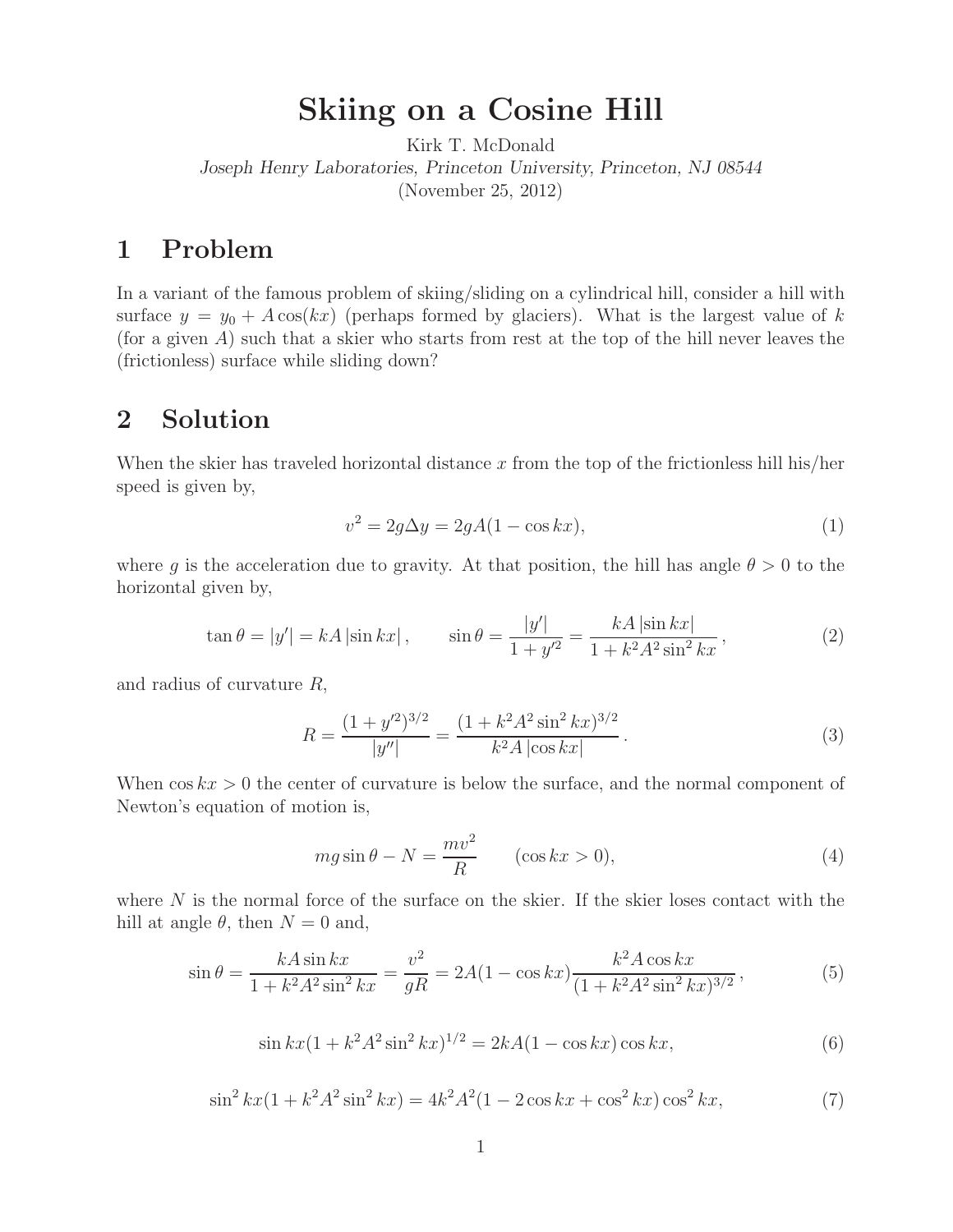# Skiing on a Cosine Hill

Kirk T. McDonald

*Joseph Henry Laboratories, Princeton University, Princeton, NJ 08544*

(November 25, 2012)

## 1 Problem

In a variant of the famous problem of skiing/sliding on a cylindrical hill, consider a hill with surface $y = y_0 + A\cos(kx)$ (perhaps formed by glaciers). What is the largest value of $k$ (for a given $A$) such that a skier who starts from rest at the top of the hill never leaves the (frictionless) surface while sliding down?

## 2 Solution

When the skier has traveled horizontal distance $x$ from the top of the frictionless hill his/her speed is given by,

$$v^2 = 2g\Delta y = 2gA(1 - \cos kx), \tag{1}$$

where $g$ is the acceleration due to gravity. At that position, the hill has angle $\theta > 0$ to the horizontal given by,

$$\tan\theta = |y'| = kA\,|\sin kx|\,, \qquad \sin\theta = \frac{|y'|}{1 + y'^2} = \frac{kA\,|\sin kx|}{1 + k^2A^2\sin^2 kx}\,, \tag{2}$$

and radius of curvature $R$,

$$R = \frac{(1 + y'^2)^{3/2}}{|y''|} = \frac{(1 + k^2A^2\sin^2 kx)^{3/2}}{k^2A\,|\cos kx|}\,. \tag{3}$$

When $\cos kx > 0$ the center of curvature is below the surface, and the normal component of Newton's equation of motion is,

$$mg\sin\theta - N = \frac{mv^2}{R} \qquad (\cos kx > 0), \tag{4}$$

where $N$ is the normal force of the surface on the skier. If the skier loses contact with the hill at angle $\theta$, then $N = 0$ and,

$$\sin\theta = \frac{kA\sin kx}{1 + k^2A^2\sin^2 kx} = \frac{v^2}{gR} = 2A(1 - \cos kx)\frac{k^2A\cos kx}{(1 + k^2A^2\sin^2 kx)^{3/2}}\,, \tag{5}$$

$$\sin kx(1 + k^2A^2\sin^2 kx)^{1/2} = 2kA(1 - \cos kx)\cos kx, \tag{6}$$

$$\sin^2 kx(1 + k^2A^2\sin^2 kx) = 4k^2A^2(1 - 2\cos kx + \cos^2 kx)\cos^2 kx, \tag{7}$$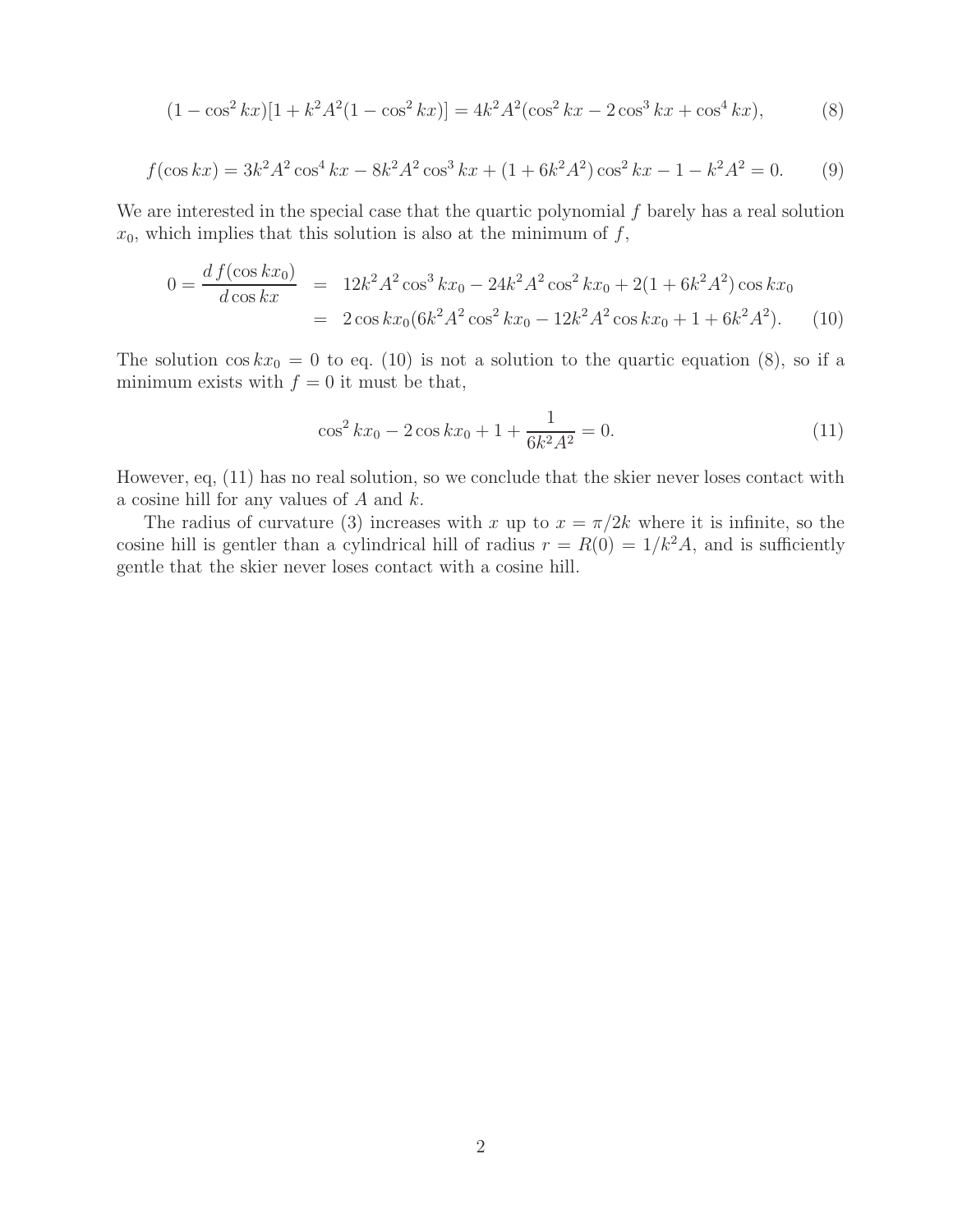$$(1 - \cos^2 kx)[1 + k^2A^2(1 - \cos^2 kx)] = 4k^2A^2(\cos^2 kx - 2\cos^3 kx + \cos^4 kx), \tag{8}$$

$$f(\cos kx) = 3k^2A^2 \cos^4 kx - 8k^2A^2 \cos^3 kx + (1 + 6k^2A^2)\cos^2 kx - 1 - k^2A^2 = 0. \tag{9}$$

We are interested in the special case that the quartic polynomial $f$ barely has a real solution $x_0$, which implies that this solution is also at the minimum of $f$,

$$\begin{aligned} 0 = \frac{d\, f(\cos kx_0)}{d \cos kx} &= 12k^2A^2 \cos^3 kx_0 - 24k^2A^2 \cos^2 kx_0 + 2(1 + 6k^2A^2)\cos kx_0 \\ &= 2\cos kx_0(6k^2A^2 \cos^2 kx_0 - 12k^2A^2 \cos kx_0 + 1 + 6k^2A^2). \end{aligned} \tag{10}$$

The solution $\cos kx_0 = 0$ to eq. (10) is not a solution to the quartic equation (8), so if a minimum exists with $f = 0$ it must be that,

$$\cos^2 kx_0 - 2\cos kx_0 + 1 + \frac{1}{6k^2A^2} = 0. \tag{11}$$

However, eq, (11) has no real solution, so we conclude that the skier never loses contact with a cosine hill for any values of $A$ and $k$.

The radius of curvature (3) increases with $x$ up to $x = \pi/2k$ where it is infinite, so the cosine hill is gentler than a cylindrical hill of radius $r = R(0) = 1/k^2A$, and is sufficiently gentle that the skier never loses contact with a cosine hill.